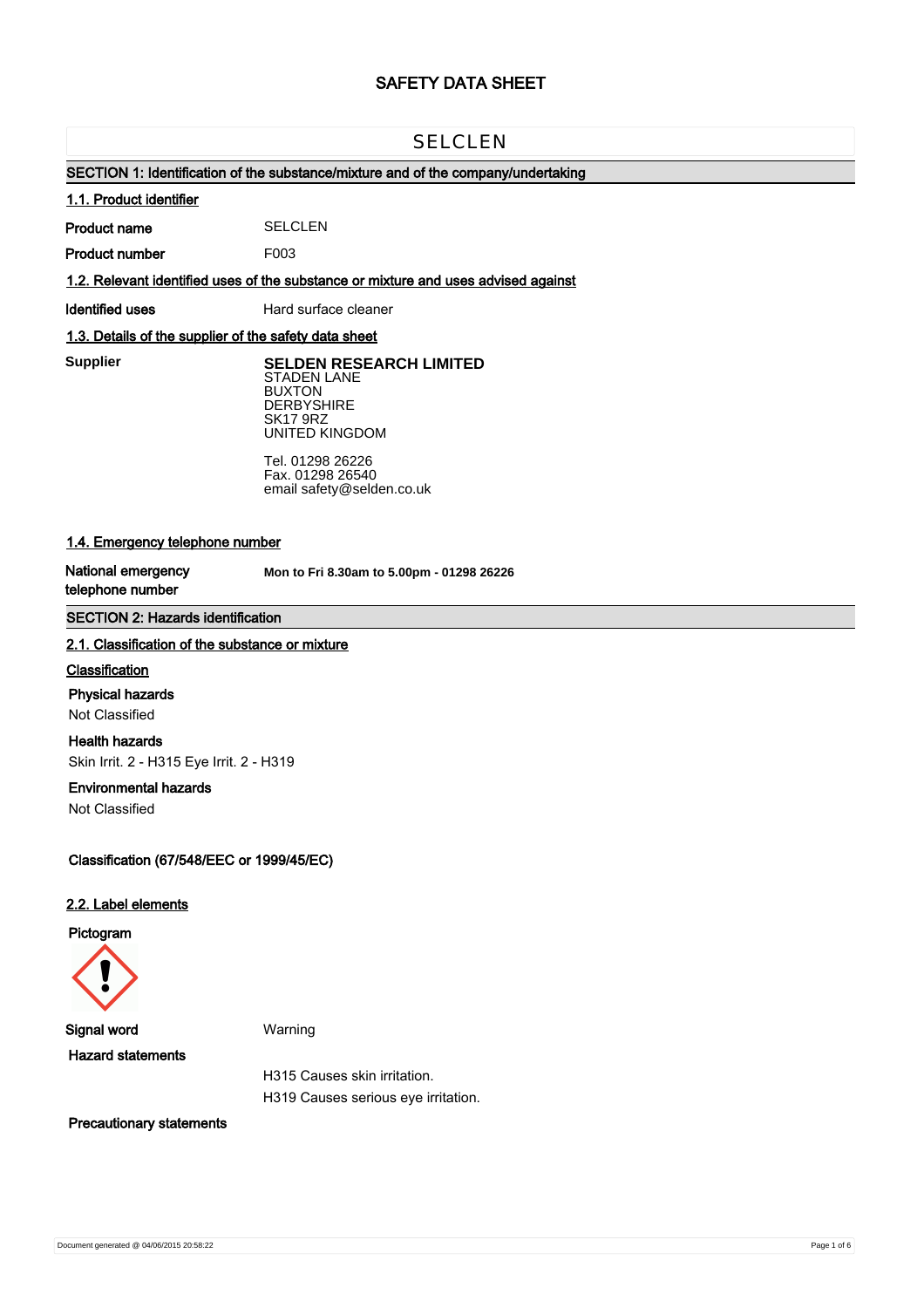# SAFETY DATA SHEET

## SELCLEN

### SECTION 1: Identification of the substance/mixture and of the company/undertaking

#### 1.1. Product identifier

**Product name** SELCLEN

**Product number** F003

#### 1.2. Relevant identified uses of the substance or mixture and uses advised against

**Identified uses** Hard surface cleaner

#### 1.3. Details of the supplier of the safety data sheet

**Supplier**

**SELDEN RESEARCH LIMITED**
STADEN LANE
BUXTON
DERBYSHIRE
SK17 9RZ
UNITED KINGDOM

Tel. 01298 26226
Fax. 01298 26540
email safety@selden.co.uk

#### 1.4. Emergency telephone number

**National emergency telephone number** **Mon to Fri 8.30am to 5.00pm - 01298 26226**

### SECTION 2: Hazards identification

#### 2.1. Classification of the substance or mixture

**Classification**

**Physical hazards**
Not Classified

**Health hazards**
Skin Irrit. 2 - H315 Eye Irrit. 2 - H319

**Environmental hazards**
Not Classified

**Classification (67/548/EEC or 1999/45/EC)**

#### 2.2. Label elements

**Pictogram**

**Signal word** Warning

**Hazard statements**

H315 Causes skin irritation.

H319 Causes serious eye irritation.

**Precautionary statements**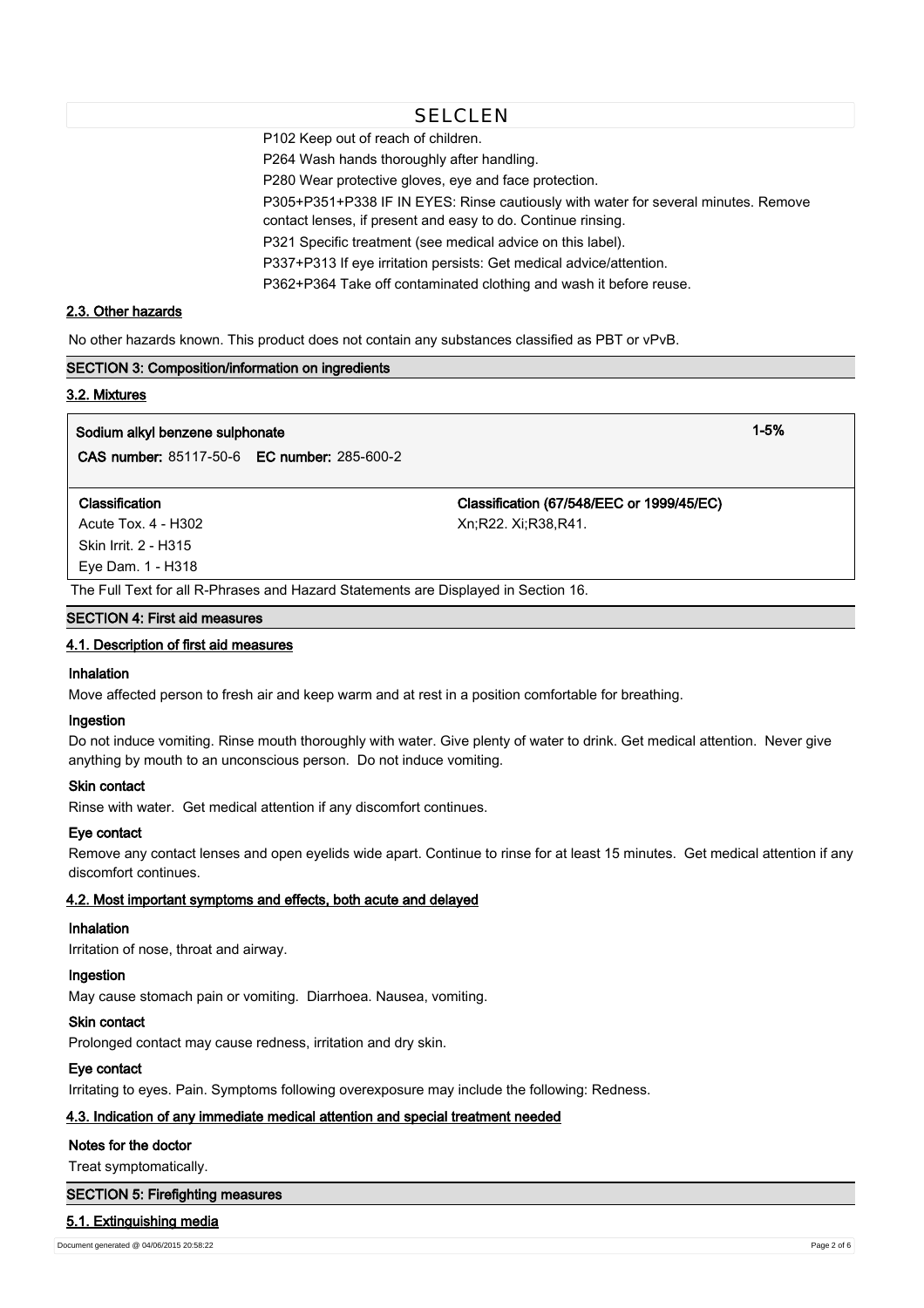P102 Keep out of reach of children.

P264 Wash hands thoroughly after handling.

P280 Wear protective gloves, eye and face protection.

P305+P351+P338 IF IN EYES: Rinse cautiously with water for several minutes. Remove contact lenses, if present and easy to do. Continue rinsing.

P321 Specific treatment (see medical advice on this label).

P337+P313 If eye irritation persists: Get medical advice/attention.

P362+P364 Take off contaminated clothing and wash it before reuse.

### 2.3. Other hazards

No other hazards known. This product does not contain any substances classified as PBT or vPvB.

## SECTION 3: Composition/information on ingredients

### 3.2. Mixtures

| **Sodium alkyl benzene sulphonate** | **1-5%** |
|---|---|
| **CAS number:** 85117-50-6 **EC number:** 285-600-2 | |
| **Classification** | **Classification (67/548/EEC or 1999/45/EC)** |
| Acute Tox. 4 - H302<br>Skin Irrit. 2 - H315<br>Eye Dam. 1 - H318 | Xn;R22. Xi;R38,R41. |

The Full Text for all R-Phrases and Hazard Statements are Displayed in Section 16.

## SECTION 4: First aid measures

### 4.1. Description of first aid measures

**Inhalation**

Move affected person to fresh air and keep warm and at rest in a position comfortable for breathing.

**Ingestion**

Do not induce vomiting. Rinse mouth thoroughly with water. Give plenty of water to drink. Get medical attention. Never give anything by mouth to an unconscious person. Do not induce vomiting.

**Skin contact**

Rinse with water. Get medical attention if any discomfort continues.

**Eye contact**

Remove any contact lenses and open eyelids wide apart. Continue to rinse for at least 15 minutes. Get medical attention if any discomfort continues.

### 4.2. Most important symptoms and effects, both acute and delayed

**Inhalation**

Irritation of nose, throat and airway.

**Ingestion**

May cause stomach pain or vomiting. Diarrhoea. Nausea, vomiting.

**Skin contact**

Prolonged contact may cause redness, irritation and dry skin.

**Eye contact**

Irritating to eyes. Pain. Symptoms following overexposure may include the following: Redness.

### 4.3. Indication of any immediate medical attention and special treatment needed

**Notes for the doctor**

Treat symptomatically.

## SECTION 5: Firefighting measures

### 5.1. Extinguishing media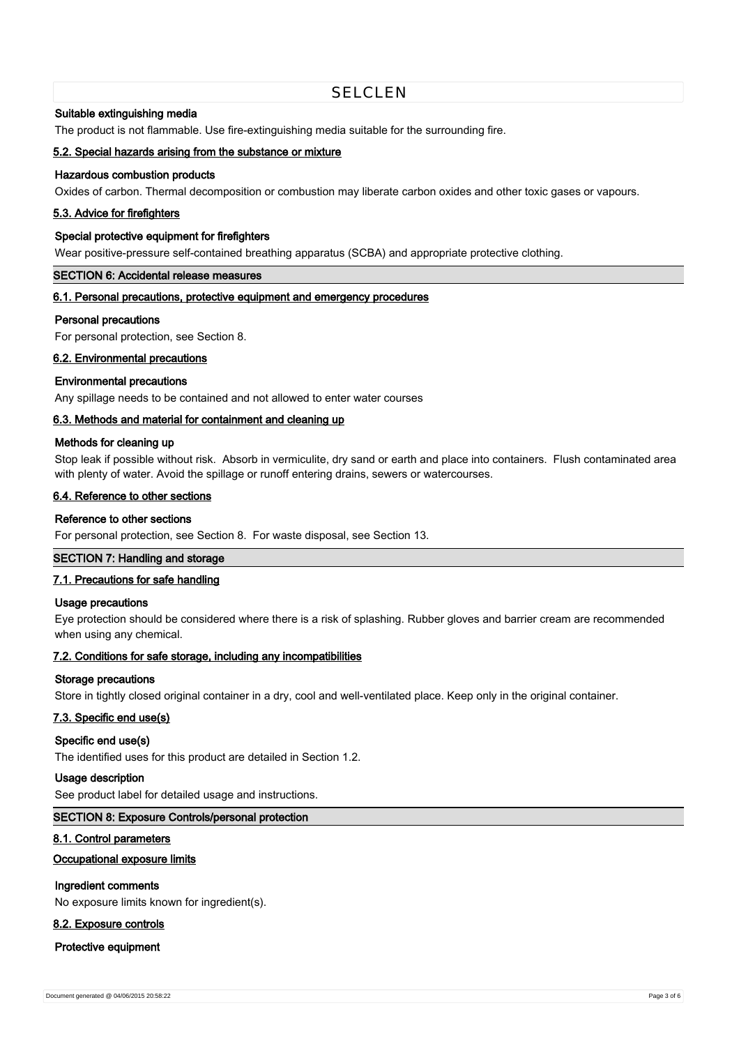### Suitable extinguishing media

The product is not flammable. Use fire-extinguishing media suitable for the surrounding fire.

#### 5.2. Special hazards arising from the substance or mixture

**Hazardous combustion products**

Oxides of carbon. Thermal decomposition or combustion may liberate carbon oxides and other toxic gases or vapours.

#### 5.3. Advice for firefighters

**Special protective equipment for firefighters**

Wear positive-pressure self-contained breathing apparatus (SCBA) and appropriate protective clothing.

## SECTION 6: Accidental release measures

#### 6.1. Personal precautions, protective equipment and emergency procedures

**Personal precautions**

For personal protection, see Section 8.

#### 6.2. Environmental precautions

**Environmental precautions**

Any spillage needs to be contained and not allowed to enter water courses

#### 6.3. Methods and material for containment and cleaning up

**Methods for cleaning up**

Stop leak if possible without risk. Absorb in vermiculite, dry sand or earth and place into containers. Flush contaminated area with plenty of water. Avoid the spillage or runoff entering drains, sewers or watercourses.

#### 6.4. Reference to other sections

**Reference to other sections**

For personal protection, see Section 8. For waste disposal, see Section 13.

## SECTION 7: Handling and storage

#### 7.1. Precautions for safe handling

**Usage precautions**

Eye protection should be considered where there is a risk of splashing. Rubber gloves and barrier cream are recommended when using any chemical.

#### 7.2. Conditions for safe storage, including any incompatibilities

**Storage precautions**

Store in tightly closed original container in a dry, cool and well-ventilated place. Keep only in the original container.

#### 7.3. Specific end use(s)

**Specific end use(s)**

The identified uses for this product are detailed in Section 1.2.

**Usage description**

See product label for detailed usage and instructions.

## SECTION 8: Exposure Controls/personal protection

#### 8.1. Control parameters

**Occupational exposure limits**

**Ingredient comments**

No exposure limits known for ingredient(s).

#### 8.2. Exposure controls

**Protective equipment**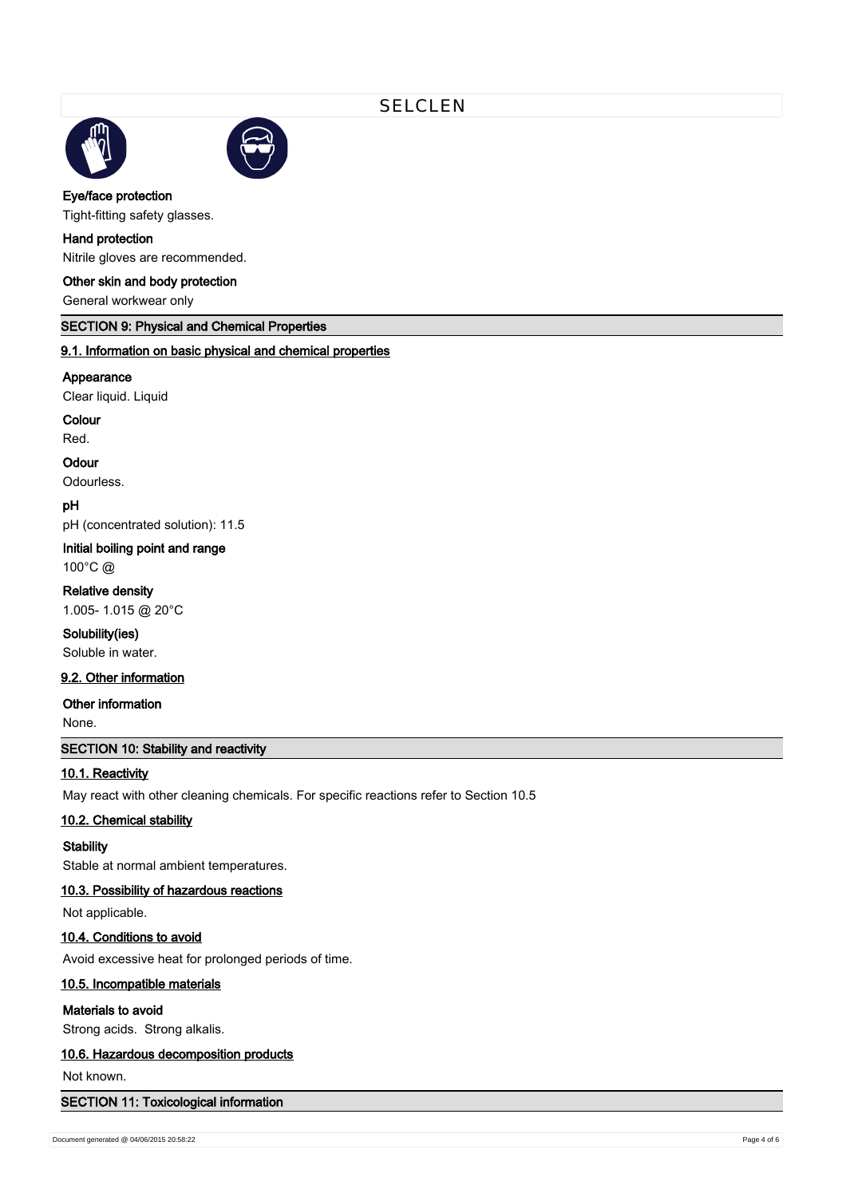**Eye/face protection**

Tight-fitting safety glasses.

**Hand protection**

Nitrile gloves are recommended.

**Other skin and body protection**

General workwear only

## SECTION 9: Physical and Chemical Properties

### 9.1. Information on basic physical and chemical properties

**Appearance**

Clear liquid. Liquid

**Colour**

Red.

**Odour**

Odourless.

**pH**

pH (concentrated solution): 11.5

**Initial boiling point and range**

100°C @

**Relative density**

1.005- 1.015 @ 20°C

**Solubility(ies)**

Soluble in water.

### 9.2. Other information

**Other information**

None.

## SECTION 10: Stability and reactivity

### 10.1. Reactivity

May react with other cleaning chemicals. For specific reactions refer to Section 10.5

### 10.2. Chemical stability

**Stability**

Stable at normal ambient temperatures.

### 10.3. Possibility of hazardous reactions

Not applicable.

### 10.4. Conditions to avoid

Avoid excessive heat for prolonged periods of time.

### 10.5. Incompatible materials

**Materials to avoid**

Strong acids. Strong alkalis.

### 10.6. Hazardous decomposition products

Not known.

## SECTION 11: Toxicological information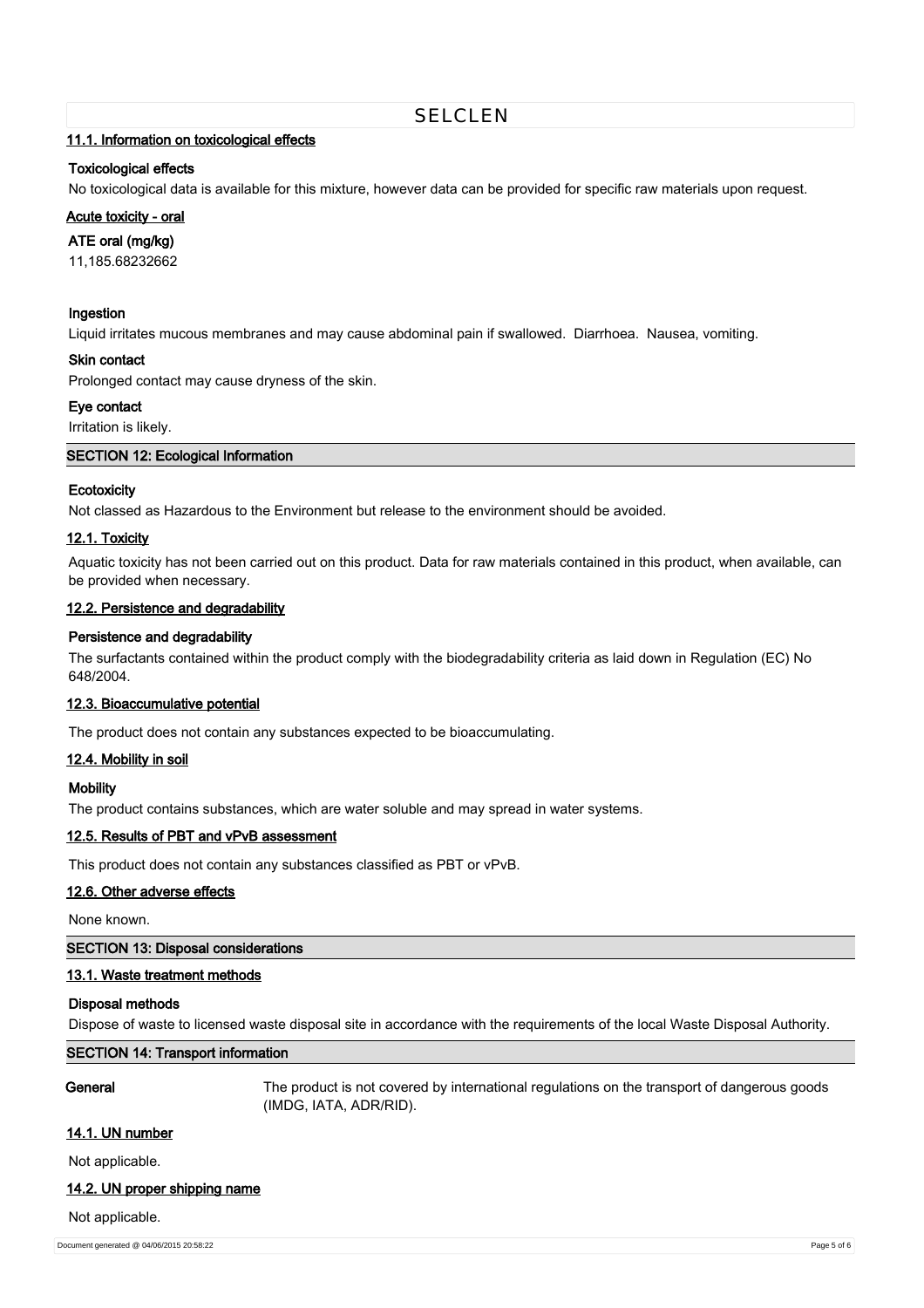### 11.1. Information on toxicological effects

**Toxicological effects**

No toxicological data is available for this mixture, however data can be provided for specific raw materials upon request.

**Acute toxicity - oral**

**ATE oral (mg/kg)**

11,185.68232662

**Ingestion**

Liquid irritates mucous membranes and may cause abdominal pain if swallowed. Diarrhoea. Nausea, vomiting.

**Skin contact**

Prolonged contact may cause dryness of the skin.

**Eye contact**

Irritation is likely.

## SECTION 12: Ecological Information

**Ecotoxicity**

Not classed as Hazardous to the Environment but release to the environment should be avoided.

### 12.1. Toxicity

Aquatic toxicity has not been carried out on this product. Data for raw materials contained in this product, when available, can be provided when necessary.

### 12.2. Persistence and degradability

**Persistence and degradability**

The surfactants contained within the product comply with the biodegradability criteria as laid down in Regulation (EC) No 648/2004.

### 12.3. Bioaccumulative potential

The product does not contain any substances expected to be bioaccumulating.

### 12.4. Mobility in soil

**Mobility**

The product contains substances, which are water soluble and may spread in water systems.

### 12.5. Results of PBT and vPvB assessment

This product does not contain any substances classified as PBT or vPvB.

### 12.6. Other adverse effects

None known.

## SECTION 13: Disposal considerations

### 13.1. Waste treatment methods

**Disposal methods**

Dispose of waste to licensed waste disposal site in accordance with the requirements of the local Waste Disposal Authority.

## SECTION 14: Transport information

**General** The product is not covered by international regulations on the transport of dangerous goods (IMDG, IATA, ADR/RID).

### 14.1. UN number

Not applicable.

### 14.2. UN proper shipping name

Not applicable.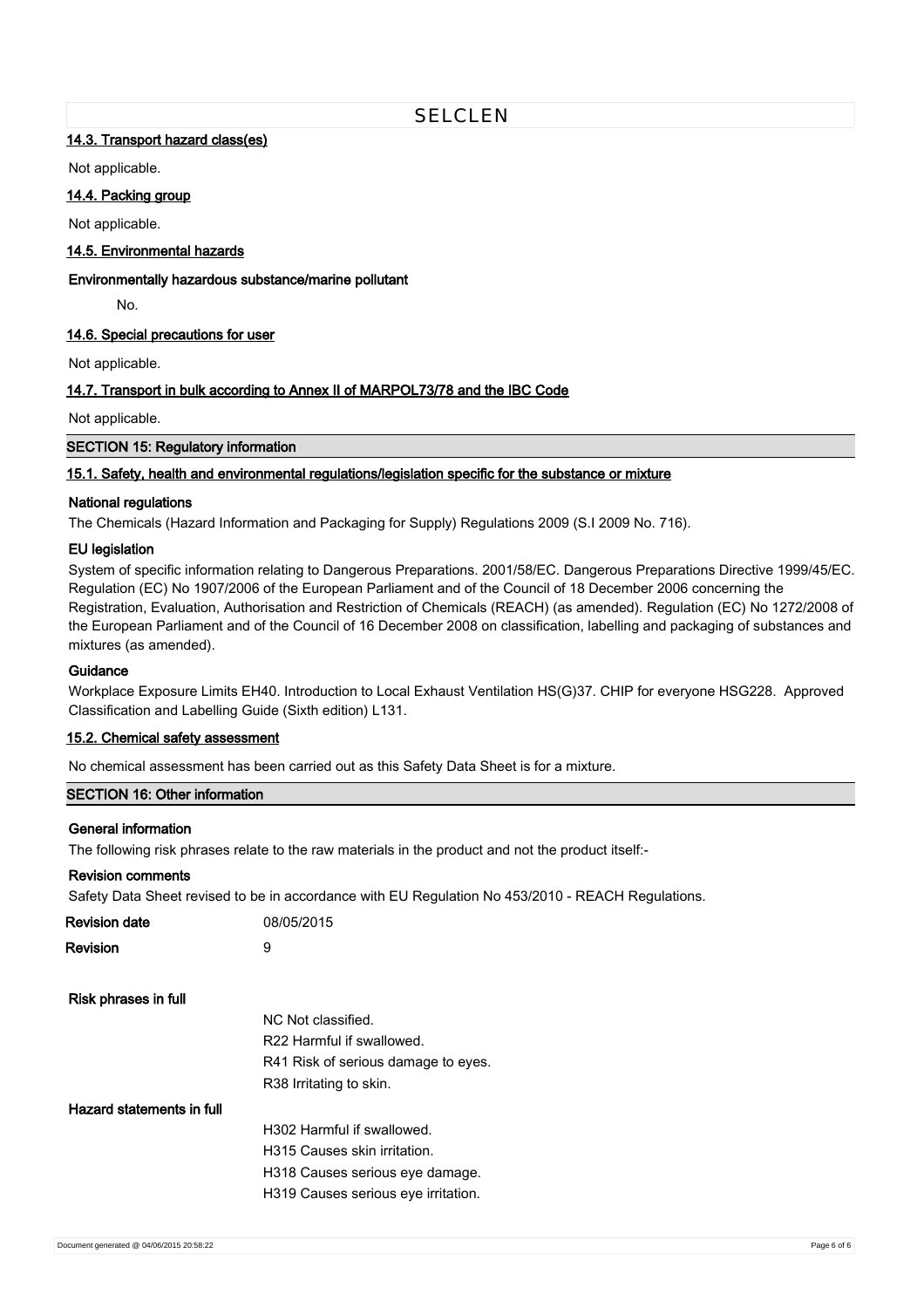### 14.3. Transport hazard class(es)

Not applicable.

### 14.4. Packing group

Not applicable.

### 14.5. Environmental hazards

**Environmentally hazardous substance/marine pollutant**

No.

### 14.6. Special precautions for user

Not applicable.

### 14.7. Transport in bulk according to Annex II of MARPOL73/78 and the IBC Code

Not applicable.

## SECTION 15: Regulatory information

### 15.1. Safety, health and environmental regulations/legislation specific for the substance or mixture

**National regulations**

The Chemicals (Hazard Information and Packaging for Supply) Regulations 2009 (S.I 2009 No. 716).

**EU legislation**

System of specific information relating to Dangerous Preparations. 2001/58/EC. Dangerous Preparations Directive 1999/45/EC. Regulation (EC) No 1907/2006 of the European Parliament and of the Council of 18 December 2006 concerning the Registration, Evaluation, Authorisation and Restriction of Chemicals (REACH) (as amended). Regulation (EC) No 1272/2008 of the European Parliament and of the Council of 16 December 2008 on classification, labelling and packaging of substances and mixtures (as amended).

**Guidance**

Workplace Exposure Limits EH40. Introduction to Local Exhaust Ventilation HS(G)37. CHIP for everyone HSG228. Approved Classification and Labelling Guide (Sixth edition) L131.

### 15.2. Chemical safety assessment

No chemical assessment has been carried out as this Safety Data Sheet is for a mixture.

## SECTION 16: Other information

**General information**

The following risk phrases relate to the raw materials in the product and not the product itself:-

**Revision comments**

Safety Data Sheet revised to be in accordance with EU Regulation No 453/2010 - REACH Regulations.

**Revision date** 08/05/2015

**Revision** 9

**Risk phrases in full**

NC Not classified.
R22 Harmful if swallowed.
R41 Risk of serious damage to eyes.
R38 Irritating to skin.

**Hazard statements in full**

H302 Harmful if swallowed.
H315 Causes skin irritation.
H318 Causes serious eye damage.
H319 Causes serious eye irritation.